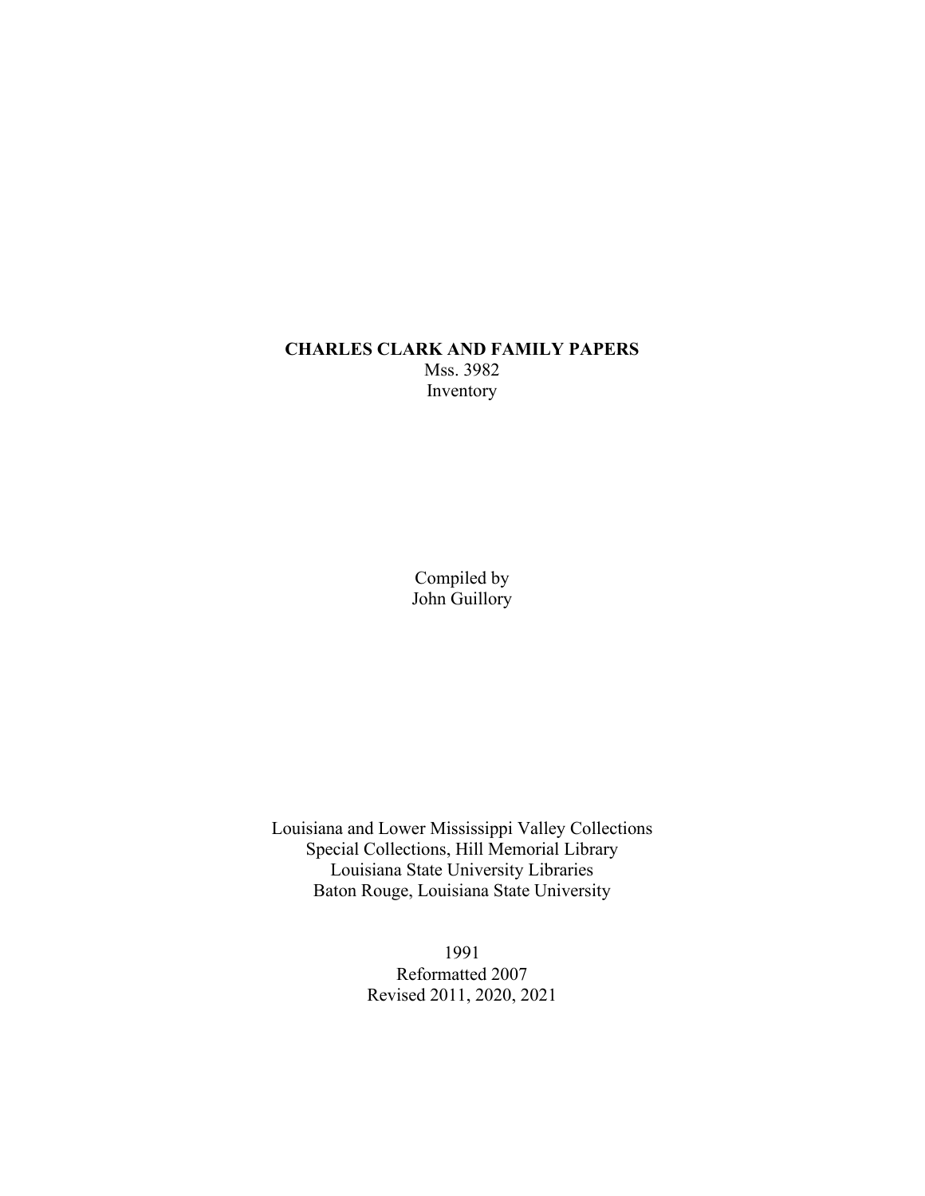# CHARLES CLARK AND FAMILY PAPERS

Mss. 3982

Inventory

Compiled by

John Guillory

Louisiana and Lower Mississippi Valley Collections

Special Collections, Hill Memorial Library

Louisiana State University Libraries

Baton Rouge, Louisiana State University

1991

Reformatted 2007

Revised 2011, 2020, 2021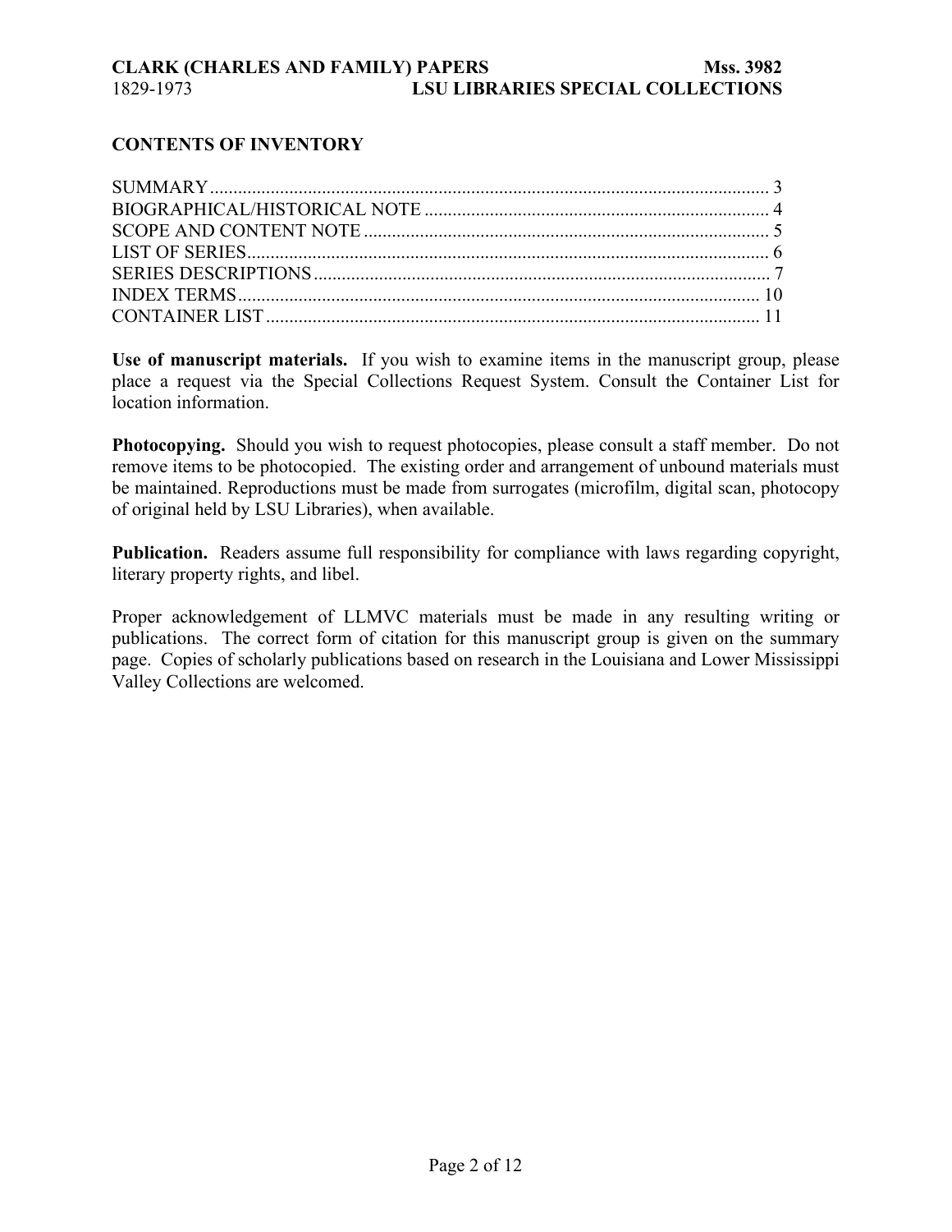## CONTENTS OF INVENTORY

SUMMARY ........................................................................................................ 3
BIOGRAPHICAL/HISTORICAL NOTE ........................................................................ 4
SCOPE AND CONTENT NOTE ..................................................................................... 5
LIST OF SERIES ............................................................................................................ 6
SERIES DESCRIPTIONS ............................................................................................... 7
INDEX TERMS ............................................................................................................. 10
CONTAINER LIST ....................................................................................................... 11

**Use of manuscript materials.** If you wish to examine items in the manuscript group, please place a request via the Special Collections Request System. Consult the Container List for location information.

**Photocopying.** Should you wish to request photocopies, please consult a staff member. Do not remove items to be photocopied. The existing order and arrangement of unbound materials must be maintained. Reproductions must be made from surrogates (microfilm, digital scan, photocopy of original held by LSU Libraries), when available.

**Publication.** Readers assume full responsibility for compliance with laws regarding copyright, literary property rights, and libel.

Proper acknowledgement of LLMVC materials must be made in any resulting writing or publications. The correct form of citation for this manuscript group is given on the summary page. Copies of scholarly publications based on research in the Louisiana and Lower Mississippi Valley Collections are welcomed.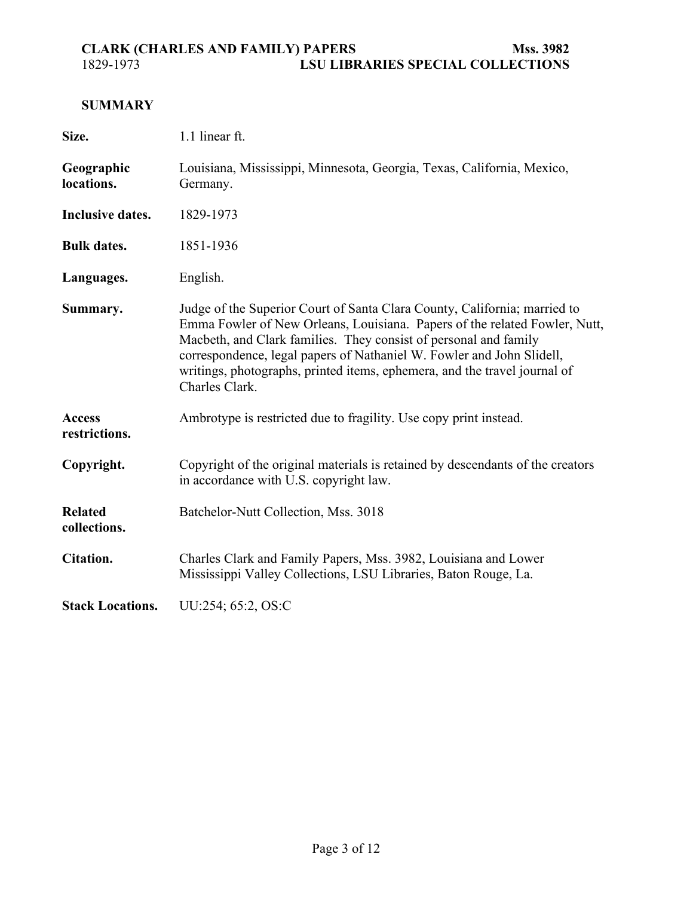## SUMMARY

| | |
|---|---|
| **Size.** | 1.1 linear ft. |
| **Geographic locations.** | Louisiana, Mississippi, Minnesota, Georgia, Texas, California, Mexico, Germany. |
| **Inclusive dates.** | 1829-1973 |
| **Bulk dates.** | 1851-1936 |
| **Languages.** | English. |
| **Summary.** | Judge of the Superior Court of Santa Clara County, California; married to Emma Fowler of New Orleans, Louisiana. Papers of the related Fowler, Nutt, Macbeth, and Clark families. They consist of personal and family correspondence, legal papers of Nathaniel W. Fowler and John Slidell, writings, photographs, printed items, ephemera, and the travel journal of Charles Clark. |
| **Access restrictions.** | Ambrotype is restricted due to fragility. Use copy print instead. |
| **Copyright.** | Copyright of the original materials is retained by descendants of the creators in accordance with U.S. copyright law. |
| **Related collections.** | Batchelor-Nutt Collection, Mss. 3018 |
| **Citation.** | Charles Clark and Family Papers, Mss. 3982, Louisiana and Lower Mississippi Valley Collections, LSU Libraries, Baton Rouge, La. |
| **Stack Locations.** | UU:254; 65:2, OS:C |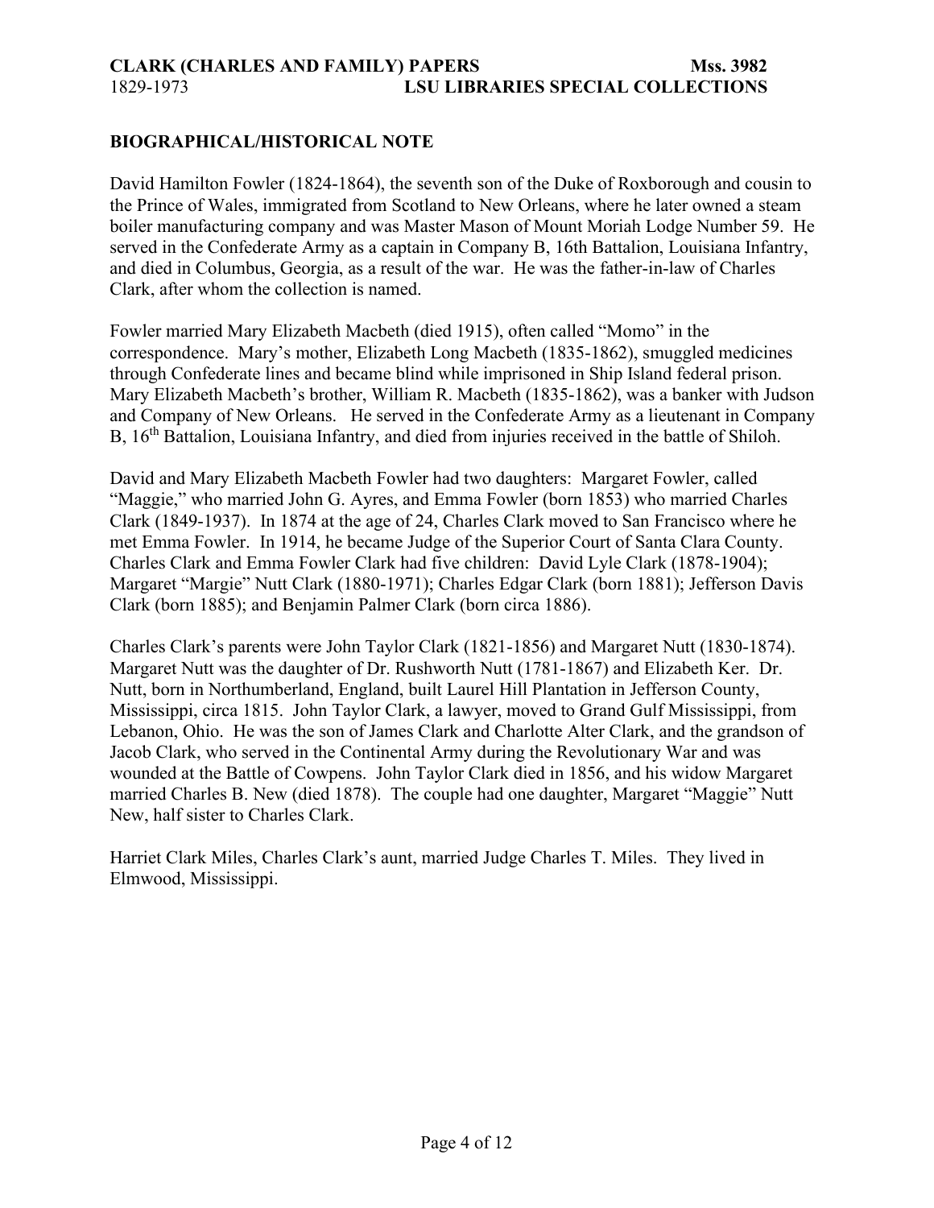## BIOGRAPHICAL/HISTORICAL NOTE

David Hamilton Fowler (1824-1864), the seventh son of the Duke of Roxborough and cousin to the Prince of Wales, immigrated from Scotland to New Orleans, where he later owned a steam boiler manufacturing company and was Master Mason of Mount Moriah Lodge Number 59. He served in the Confederate Army as a captain in Company B, 16th Battalion, Louisiana Infantry, and died in Columbus, Georgia, as a result of the war. He was the father-in-law of Charles Clark, after whom the collection is named.

Fowler married Mary Elizabeth Macbeth (died 1915), often called "Momo" in the correspondence. Mary's mother, Elizabeth Long Macbeth (1835-1862), smuggled medicines through Confederate lines and became blind while imprisoned in Ship Island federal prison. Mary Elizabeth Macbeth's brother, William R. Macbeth (1835-1862), was a banker with Judson and Company of New Orleans. He served in the Confederate Army as a lieutenant in Company B, 16th Battalion, Louisiana Infantry, and died from injuries received in the battle of Shiloh.

David and Mary Elizabeth Macbeth Fowler had two daughters: Margaret Fowler, called "Maggie," who married John G. Ayres, and Emma Fowler (born 1853) who married Charles Clark (1849-1937). In 1874 at the age of 24, Charles Clark moved to San Francisco where he met Emma Fowler. In 1914, he became Judge of the Superior Court of Santa Clara County. Charles Clark and Emma Fowler Clark had five children: David Lyle Clark (1878-1904); Margaret "Margie" Nutt Clark (1880-1971); Charles Edgar Clark (born 1881); Jefferson Davis Clark (born 1885); and Benjamin Palmer Clark (born circa 1886).

Charles Clark's parents were John Taylor Clark (1821-1856) and Margaret Nutt (1830-1874). Margaret Nutt was the daughter of Dr. Rushworth Nutt (1781-1867) and Elizabeth Ker. Dr. Nutt, born in Northumberland, England, built Laurel Hill Plantation in Jefferson County, Mississippi, circa 1815. John Taylor Clark, a lawyer, moved to Grand Gulf Mississippi, from Lebanon, Ohio. He was the son of James Clark and Charlotte Alter Clark, and the grandson of Jacob Clark, who served in the Continental Army during the Revolutionary War and was wounded at the Battle of Cowpens. John Taylor Clark died in 1856, and his widow Margaret married Charles B. New (died 1878). The couple had one daughter, Margaret "Maggie" Nutt New, half sister to Charles Clark.

Harriet Clark Miles, Charles Clark's aunt, married Judge Charles T. Miles. They lived in Elmwood, Mississippi.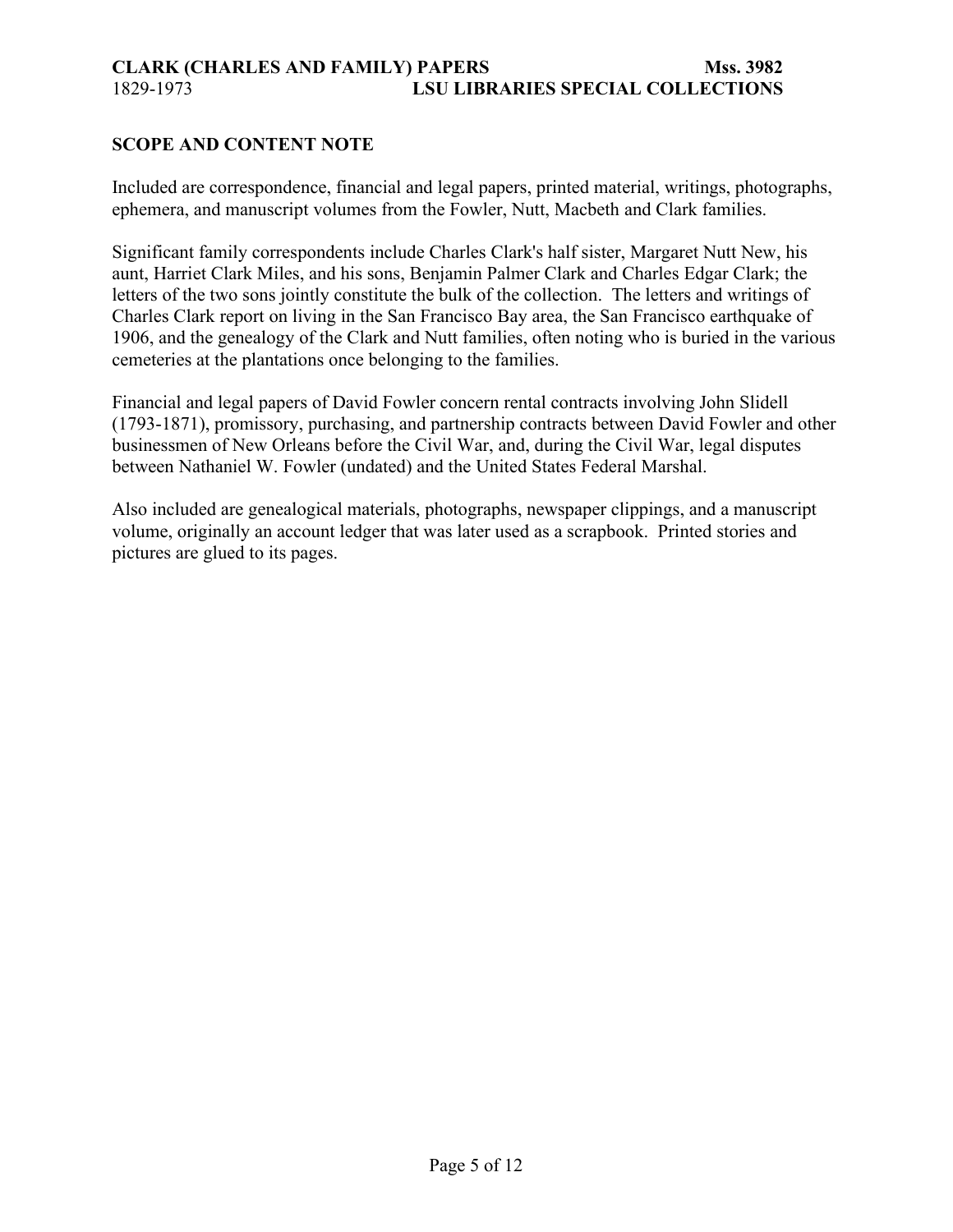## SCOPE AND CONTENT NOTE

Included are correspondence, financial and legal papers, printed material, writings, photographs, ephemera, and manuscript volumes from the Fowler, Nutt, Macbeth and Clark families.

Significant family correspondents include Charles Clark's half sister, Margaret Nutt New, his aunt, Harriet Clark Miles, and his sons, Benjamin Palmer Clark and Charles Edgar Clark; the letters of the two sons jointly constitute the bulk of the collection. The letters and writings of Charles Clark report on living in the San Francisco Bay area, the San Francisco earthquake of 1906, and the genealogy of the Clark and Nutt families, often noting who is buried in the various cemeteries at the plantations once belonging to the families.

Financial and legal papers of David Fowler concern rental contracts involving John Slidell (1793-1871), promissory, purchasing, and partnership contracts between David Fowler and other businessmen of New Orleans before the Civil War, and, during the Civil War, legal disputes between Nathaniel W. Fowler (undated) and the United States Federal Marshal.

Also included are genealogical materials, photographs, newspaper clippings, and a manuscript volume, originally an account ledger that was later used as a scrapbook. Printed stories and pictures are glued to its pages.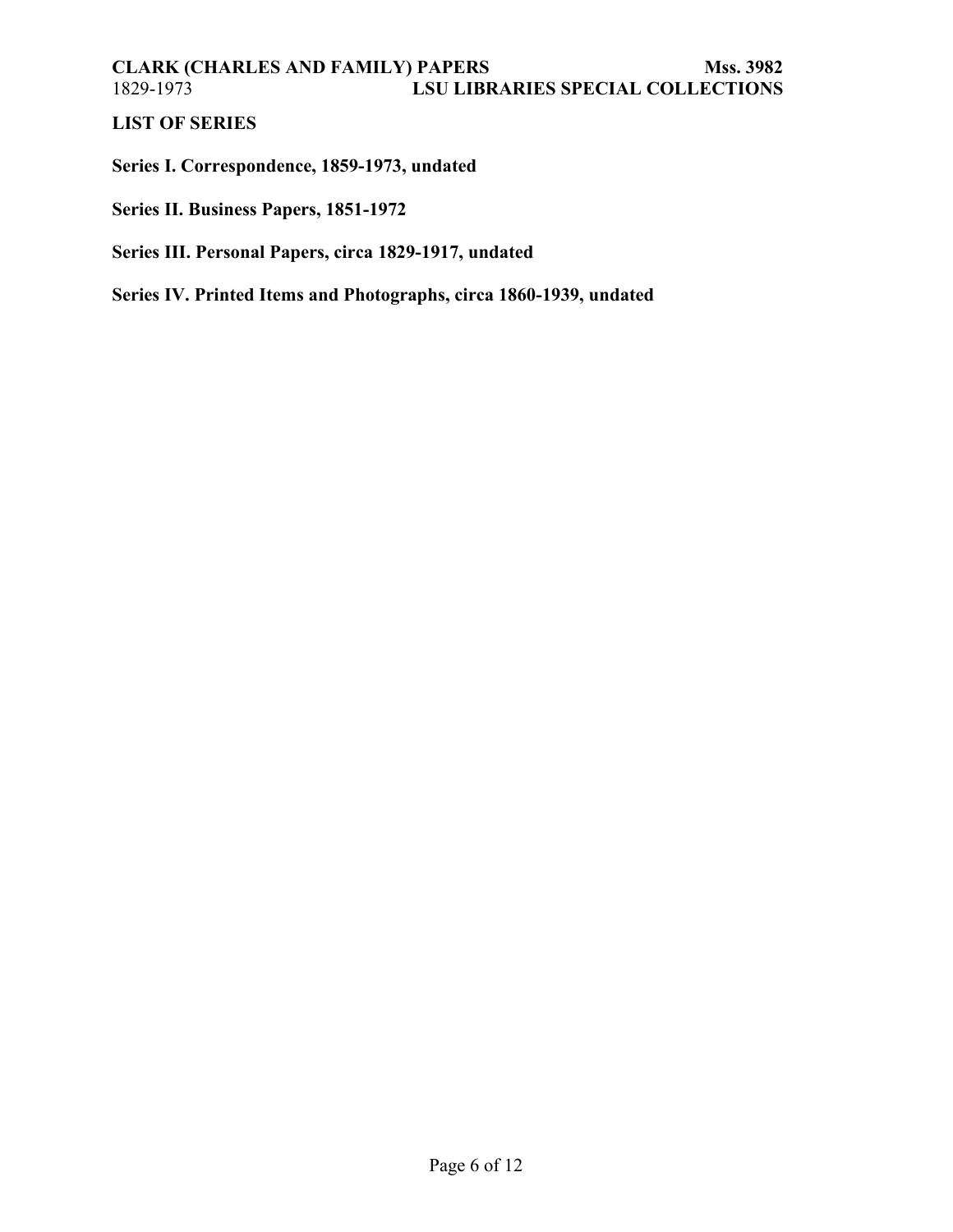## LIST OF SERIES

**Series I. Correspondence, 1859-1973, undated**

**Series II. Business Papers, 1851-1972**

**Series III. Personal Papers, circa 1829-1917, undated**

**Series IV. Printed Items and Photographs, circa 1860-1939, undated**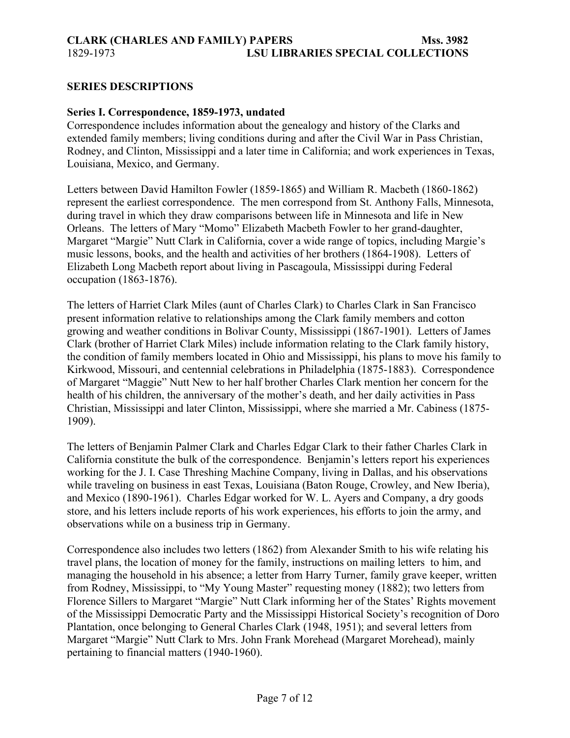## SERIES DESCRIPTIONS

### Series I. Correspondence, 1859-1973, undated

Correspondence includes information about the genealogy and history of the Clarks and extended family members; living conditions during and after the Civil War in Pass Christian, Rodney, and Clinton, Mississippi and a later time in California; and work experiences in Texas, Louisiana, Mexico, and Germany.

Letters between David Hamilton Fowler (1859-1865) and William R. Macbeth (1860-1862) represent the earliest correspondence. The men correspond from St. Anthony Falls, Minnesota, during travel in which they draw comparisons between life in Minnesota and life in New Orleans. The letters of Mary "Momo" Elizabeth Macbeth Fowler to her grand-daughter, Margaret "Margie" Nutt Clark in California, cover a wide range of topics, including Margie's music lessons, books, and the health and activities of her brothers (1864-1908). Letters of Elizabeth Long Macbeth report about living in Pascagoula, Mississippi during Federal occupation (1863-1876).

The letters of Harriet Clark Miles (aunt of Charles Clark) to Charles Clark in San Francisco present information relative to relationships among the Clark family members and cotton growing and weather conditions in Bolivar County, Mississippi (1867-1901). Letters of James Clark (brother of Harriet Clark Miles) include information relating to the Clark family history, the condition of family members located in Ohio and Mississippi, his plans to move his family to Kirkwood, Missouri, and centennial celebrations in Philadelphia (1875-1883). Correspondence of Margaret "Maggie" Nutt New to her half brother Charles Clark mention her concern for the health of his children, the anniversary of the mother's death, and her daily activities in Pass Christian, Mississippi and later Clinton, Mississippi, where she married a Mr. Cabiness (1875-1909).

The letters of Benjamin Palmer Clark and Charles Edgar Clark to their father Charles Clark in California constitute the bulk of the correspondence. Benjamin's letters report his experiences working for the J. I. Case Threshing Machine Company, living in Dallas, and his observations while traveling on business in east Texas, Louisiana (Baton Rouge, Crowley, and New Iberia), and Mexico (1890-1961). Charles Edgar worked for W. L. Ayers and Company, a dry goods store, and his letters include reports of his work experiences, his efforts to join the army, and observations while on a business trip in Germany.

Correspondence also includes two letters (1862) from Alexander Smith to his wife relating his travel plans, the location of money for the family, instructions on mailing letters to him, and managing the household in his absence; a letter from Harry Turner, family grave keeper, written from Rodney, Mississippi, to "My Young Master" requesting money (1882); two letters from Florence Sillers to Margaret "Margie" Nutt Clark informing her of the States' Rights movement of the Mississippi Democratic Party and the Mississippi Historical Society's recognition of Doro Plantation, once belonging to General Charles Clark (1948, 1951); and several letters from Margaret "Margie" Nutt Clark to Mrs. John Frank Morehead (Margaret Morehead), mainly pertaining to financial matters (1940-1960).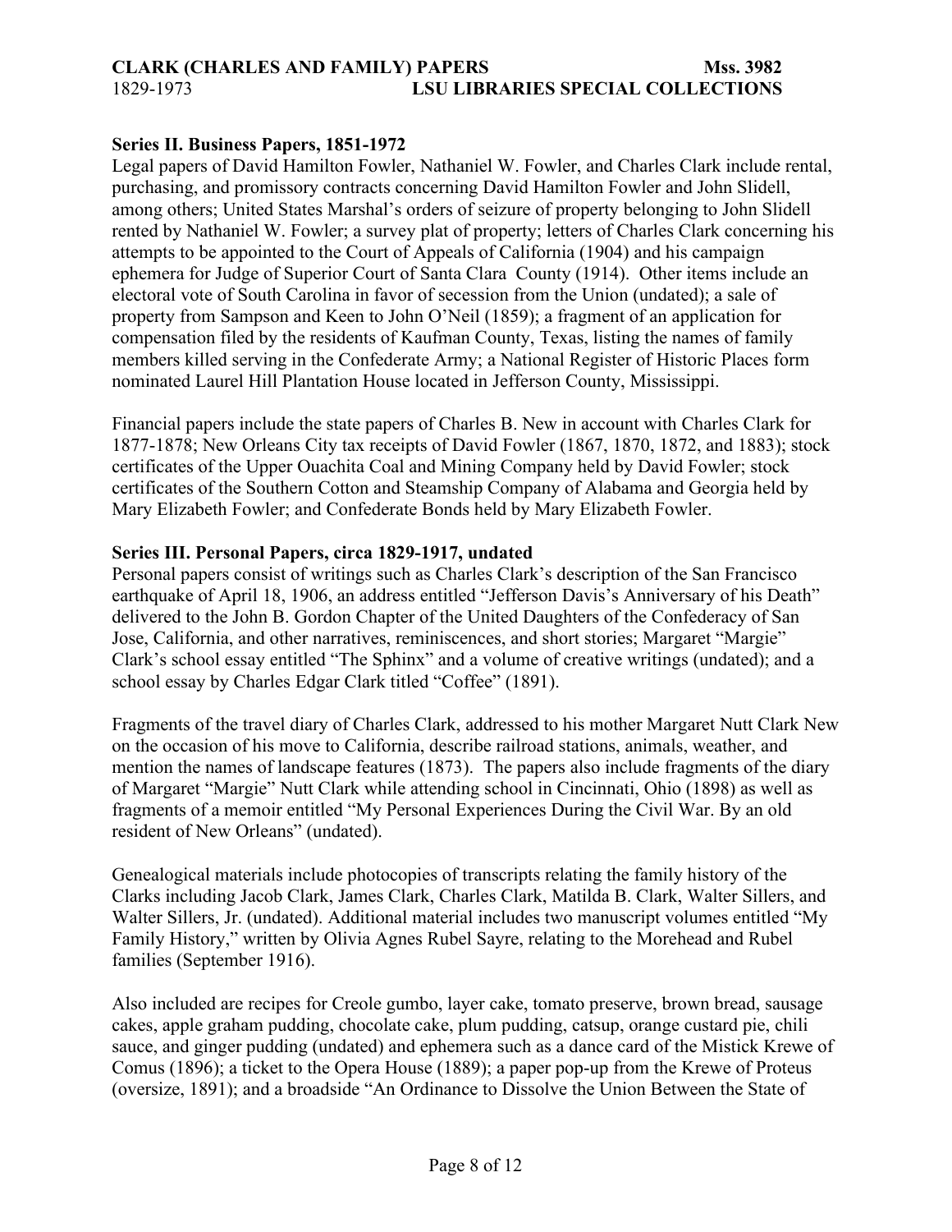**Series II. Business Papers, 1851-1972**

Legal papers of David Hamilton Fowler, Nathaniel W. Fowler, and Charles Clark include rental, purchasing, and promissory contracts concerning David Hamilton Fowler and John Slidell, among others; United States Marshal's orders of seizure of property belonging to John Slidell rented by Nathaniel W. Fowler; a survey plat of property; letters of Charles Clark concerning his attempts to be appointed to the Court of Appeals of California (1904) and his campaign ephemera for Judge of Superior Court of Santa Clara County (1914). Other items include an electoral vote of South Carolina in favor of secession from the Union (undated); a sale of property from Sampson and Keen to John O'Neil (1859); a fragment of an application for compensation filed by the residents of Kaufman County, Texas, listing the names of family members killed serving in the Confederate Army; a National Register of Historic Places form nominated Laurel Hill Plantation House located in Jefferson County, Mississippi.

Financial papers include the state papers of Charles B. New in account with Charles Clark for 1877-1878; New Orleans City tax receipts of David Fowler (1867, 1870, 1872, and 1883); stock certificates of the Upper Ouachita Coal and Mining Company held by David Fowler; stock certificates of the Southern Cotton and Steamship Company of Alabama and Georgia held by Mary Elizabeth Fowler; and Confederate Bonds held by Mary Elizabeth Fowler.

**Series III. Personal Papers, circa 1829-1917, undated**

Personal papers consist of writings such as Charles Clark's description of the San Francisco earthquake of April 18, 1906, an address entitled "Jefferson Davis's Anniversary of his Death" delivered to the John B. Gordon Chapter of the United Daughters of the Confederacy of San Jose, California, and other narratives, reminiscences, and short stories; Margaret "Margie" Clark's school essay entitled "The Sphinx" and a volume of creative writings (undated); and a school essay by Charles Edgar Clark titled "Coffee" (1891).

Fragments of the travel diary of Charles Clark, addressed to his mother Margaret Nutt Clark New on the occasion of his move to California, describe railroad stations, animals, weather, and mention the names of landscape features (1873). The papers also include fragments of the diary of Margaret "Margie" Nutt Clark while attending school in Cincinnati, Ohio (1898) as well as fragments of a memoir entitled "My Personal Experiences During the Civil War. By an old resident of New Orleans" (undated).

Genealogical materials include photocopies of transcripts relating the family history of the Clarks including Jacob Clark, James Clark, Charles Clark, Matilda B. Clark, Walter Sillers, and Walter Sillers, Jr. (undated). Additional material includes two manuscript volumes entitled "My Family History," written by Olivia Agnes Rubel Sayre, relating to the Morehead and Rubel families (September 1916).

Also included are recipes for Creole gumbo, layer cake, tomato preserve, brown bread, sausage cakes, apple graham pudding, chocolate cake, plum pudding, catsup, orange custard pie, chili sauce, and ginger pudding (undated) and ephemera such as a dance card of the Mistick Krewe of Comus (1896); a ticket to the Opera House (1889); a paper pop-up from the Krewe of Proteus (oversize, 1891); and a broadside "An Ordinance to Dissolve the Union Between the State of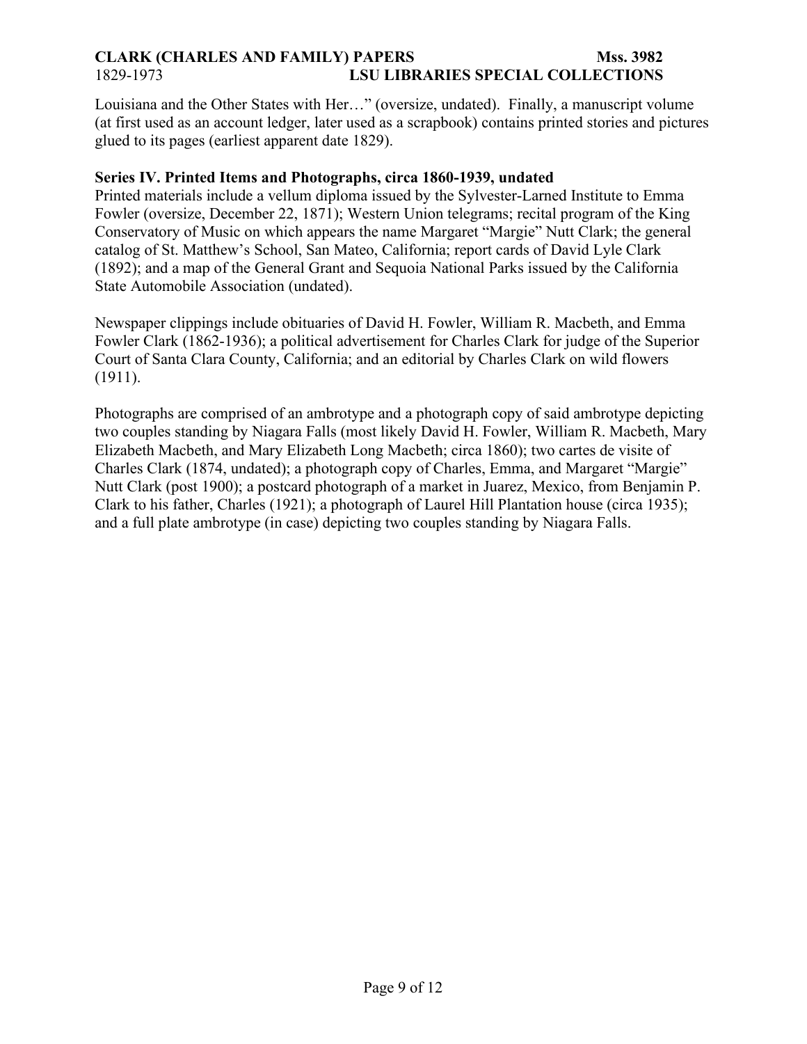Louisiana and the Other States with Her…" (oversize, undated). Finally, a manuscript volume (at first used as an account ledger, later used as a scrapbook) contains printed stories and pictures glued to its pages (earliest apparent date 1829).

**Series IV. Printed Items and Photographs, circa 1860-1939, undated**

Printed materials include a vellum diploma issued by the Sylvester-Larned Institute to Emma Fowler (oversize, December 22, 1871); Western Union telegrams; recital program of the King Conservatory of Music on which appears the name Margaret "Margie" Nutt Clark; the general catalog of St. Matthew's School, San Mateo, California; report cards of David Lyle Clark (1892); and a map of the General Grant and Sequoia National Parks issued by the California State Automobile Association (undated).

Newspaper clippings include obituaries of David H. Fowler, William R. Macbeth, and Emma Fowler Clark (1862-1936); a political advertisement for Charles Clark for judge of the Superior Court of Santa Clara County, California; and an editorial by Charles Clark on wild flowers (1911).

Photographs are comprised of an ambrotype and a photograph copy of said ambrotype depicting two couples standing by Niagara Falls (most likely David H. Fowler, William R. Macbeth, Mary Elizabeth Macbeth, and Mary Elizabeth Long Macbeth; circa 1860); two cartes de visite of Charles Clark (1874, undated); a photograph copy of Charles, Emma, and Margaret "Margie" Nutt Clark (post 1900); a postcard photograph of a market in Juarez, Mexico, from Benjamin P. Clark to his father, Charles (1921); a photograph of Laurel Hill Plantation house (circa 1935); and a full plate ambrotype (in case) depicting two couples standing by Niagara Falls.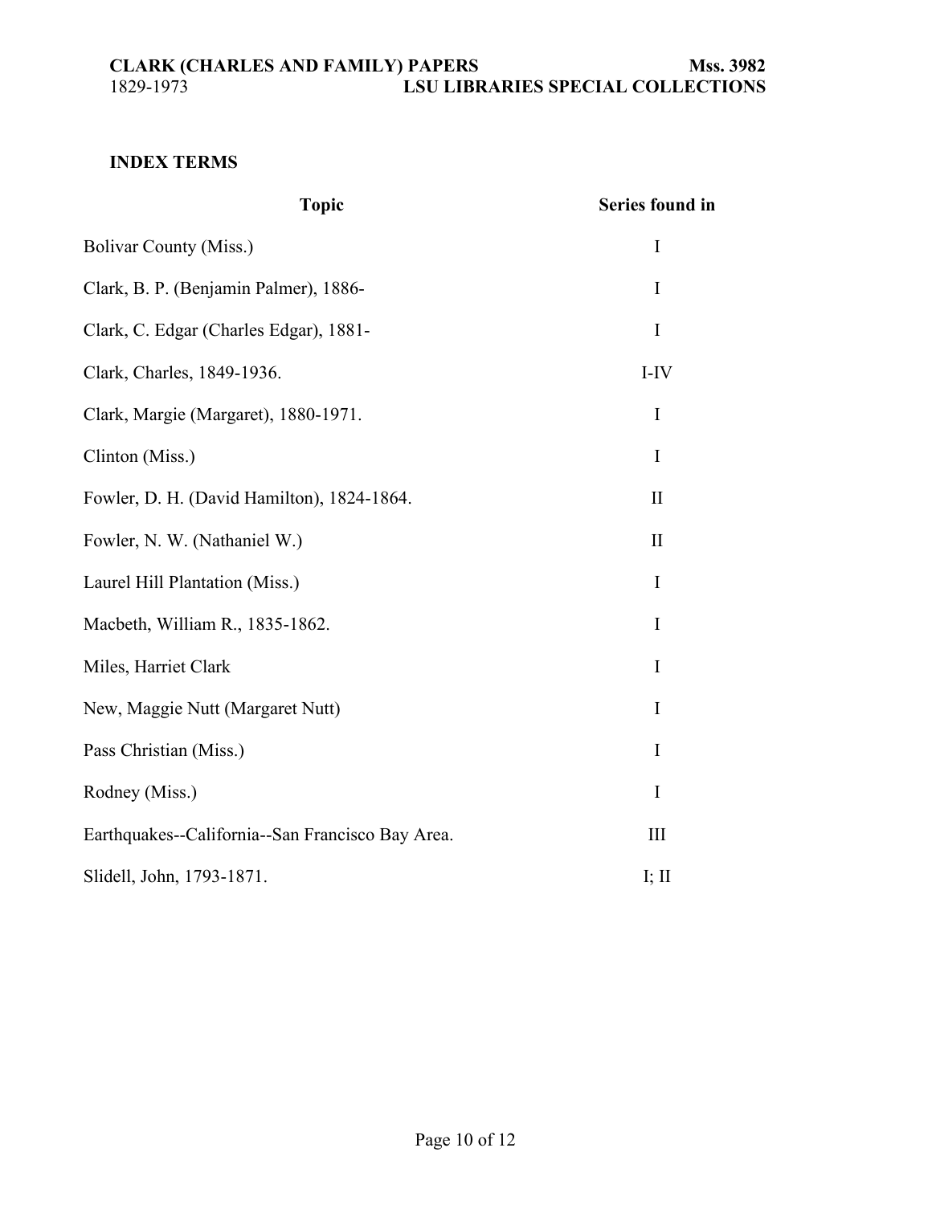## INDEX TERMS

| Topic | Series found in |
|---|---|
| Bolivar County (Miss.) | I |
| Clark, B. P. (Benjamin Palmer), 1886- | I |
| Clark, C. Edgar (Charles Edgar), 1881- | I |
| Clark, Charles, 1849-1936. | I-IV |
| Clark, Margie (Margaret), 1880-1971. | I |
| Clinton (Miss.) | I |
| Fowler, D. H. (David Hamilton), 1824-1864. | II |
| Fowler, N. W. (Nathaniel W.) | II |
| Laurel Hill Plantation (Miss.) | I |
| Macbeth, William R., 1835-1862. | I |
| Miles, Harriet Clark | I |
| New, Maggie Nutt (Margaret Nutt) | I |
| Pass Christian (Miss.) | I |
| Rodney (Miss.) | I |
| Earthquakes--California--San Francisco Bay Area. | III |
| Slidell, John, 1793-1871. | I; II |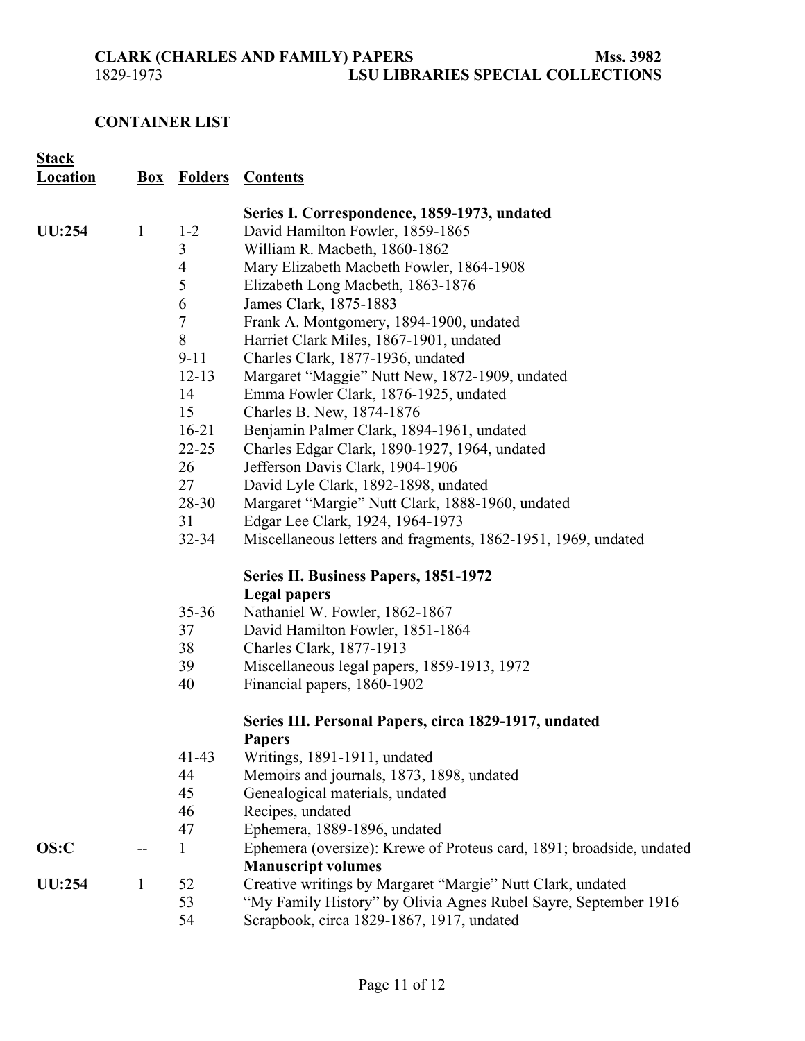## CONTAINER LIST

| Stack Location | Box | Folders | Contents |
|---|---|---|---|
| | | | **Series I. Correspondence, 1859-1973, undated** |
| **UU:254** | 1 | 1-2 | David Hamilton Fowler, 1859-1865 |
| | | 3 | William R. Macbeth, 1860-1862 |
| | | 4 | Mary Elizabeth Macbeth Fowler, 1864-1908 |
| | | 5 | Elizabeth Long Macbeth, 1863-1876 |
| | | 6 | James Clark, 1875-1883 |
| | | 7 | Frank A. Montgomery, 1894-1900, undated |
| | | 8 | Harriet Clark Miles, 1867-1901, undated |
| | | 9-11 | Charles Clark, 1877-1936, undated |
| | | 12-13 | Margaret "Maggie" Nutt New, 1872-1909, undated |
| | | 14 | Emma Fowler Clark, 1876-1925, undated |
| | | 15 | Charles B. New, 1874-1876 |
| | | 16-21 | Benjamin Palmer Clark, 1894-1961, undated |
| | | 22-25 | Charles Edgar Clark, 1890-1927, 1964, undated |
| | | 26 | Jefferson Davis Clark, 1904-1906 |
| | | 27 | David Lyle Clark, 1892-1898, undated |
| | | 28-30 | Margaret "Margie" Nutt Clark, 1888-1960, undated |
| | | 31 | Edgar Lee Clark, 1924, 1964-1973 |
| | | 32-34 | Miscellaneous letters and fragments, 1862-1951, 1969, undated |
| | | | **Series II. Business Papers, 1851-1972** |
| | | | **Legal papers** |
| | | 35-36 | Nathaniel W. Fowler, 1862-1867 |
| | | 37 | David Hamilton Fowler, 1851-1864 |
| | | 38 | Charles Clark, 1877-1913 |
| | | 39 | Miscellaneous legal papers, 1859-1913, 1972 |
| | | 40 | Financial papers, 1860-1902 |
| | | | **Series III. Personal Papers, circa 1829-1917, undated** |
| | | | **Papers** |
| | | 41-43 | Writings, 1891-1911, undated |
| | | 44 | Memoirs and journals, 1873, 1898, undated |
| | | 45 | Genealogical materials, undated |
| | | 46 | Recipes, undated |
| | | 47 | Ephemera, 1889-1896, undated |
| **OS:C** | -- | 1 | Ephemera (oversize): Krewe of Proteus card, 1891; broadside, undated |
| | | | **Manuscript volumes** |
| **UU:254** | 1 | 52 | Creative writings by Margaret "Margie" Nutt Clark, undated |
| | | 53 | "My Family History" by Olivia Agnes Rubel Sayre, September 1916 |
| | | 54 | Scrapbook, circa 1829-1867, 1917, undated |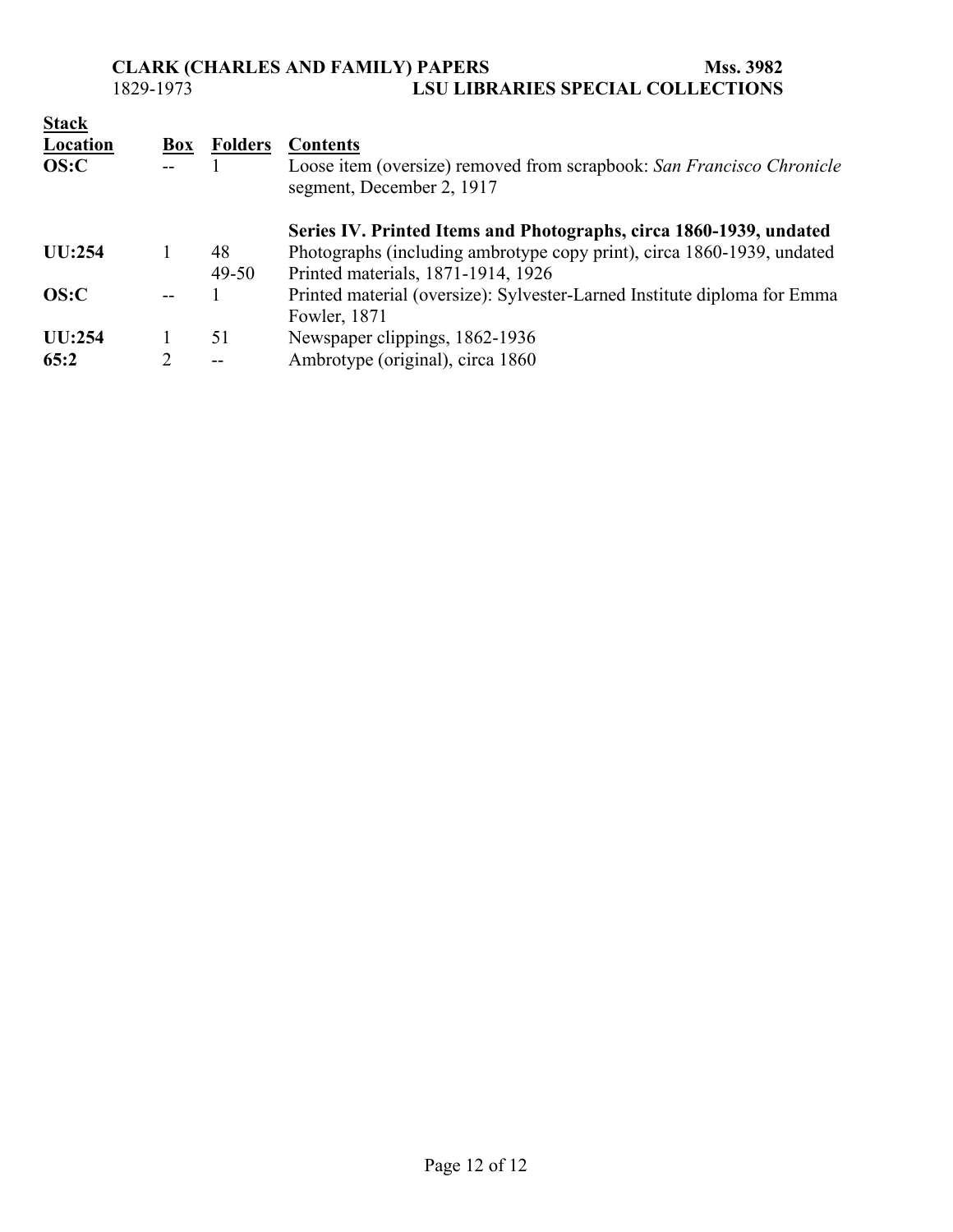| Stack Location | Box | Folders | Contents |
|---|---|---|---|
| **OS:C** | -- | 1 | Loose item (oversize) removed from scrapbook: *San Francisco Chronicle* segment, December 2, 1917 |
| | | | **Series IV. Printed Items and Photographs, circa 1860-1939, undated** |
| **UU:254** | 1 | 48 | Photographs (including ambrotype copy print), circa 1860-1939, undated |
| | | 49-50 | Printed materials, 1871-1914, 1926 |
| **OS:C** | -- | 1 | Printed material (oversize): Sylvester-Larned Institute diploma for Emma Fowler, 1871 |
| **UU:254** | 1 | 51 | Newspaper clippings, 1862-1936 |
| **65:2** | 2 | -- | Ambrotype (original), circa 1860 |